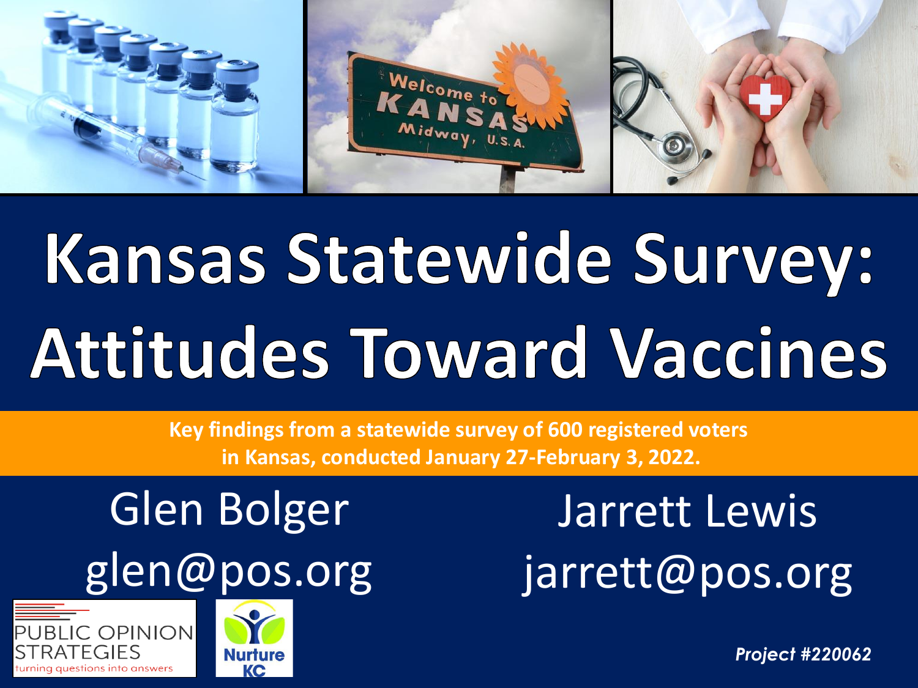# Kansas Statewide Survey: Attitudes Toward Vaccines

**Key findings from a statewide survey of 600 registered voters in Kansas, conducted January 27-February 3, 2022.**

Glen Bolger
glen@pos.org

Jarrett Lewis
jarrett@pos.org

PUBLIC OPINION STRATEGIES
turning questions into answers

Nurture KC

***Project #220062***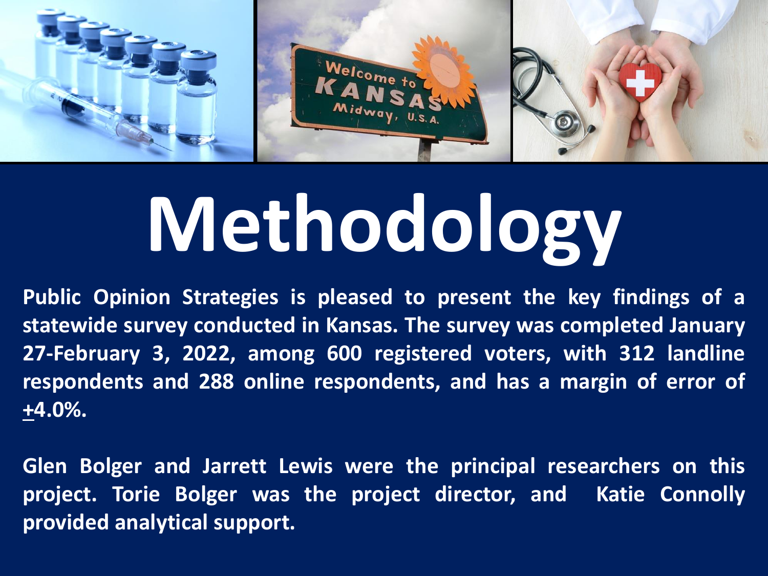# Methodology

**Public Opinion Strategies is pleased to present the key findings of a statewide survey conducted in Kansas. The survey was completed January 27-February 3, 2022, among 600 registered voters, with 312 landline respondents and 288 online respondents, and has a margin of error of ±4.0%.**

**Glen Bolger and Jarrett Lewis were the principal researchers on this project. Torie Bolger was the project director, and Katie Connolly provided analytical support.**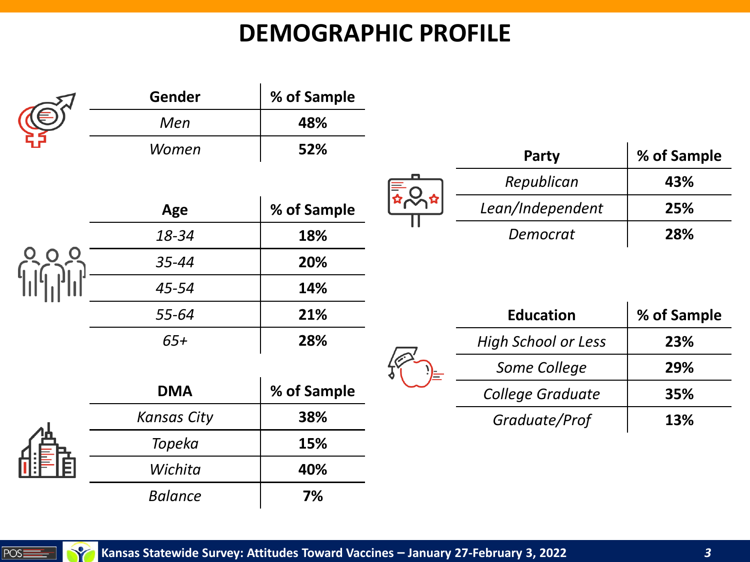# DEMOGRAPHIC PROFILE

| Gender | % of Sample |
|---|---|
| *Men* | **48%** |
| *Women* | **52%** |

| Age | % of Sample |
|---|---|
| *18-34* | **18%** |
| *35-44* | **20%** |
| *45-54* | **14%** |
| *55-64* | **21%** |
| *65+* | **28%** |

| DMA | % of Sample |
|---|---|
| *Kansas City* | **38%** |
| *Topeka* | **15%** |
| *Wichita* | **40%** |
| *Balance* | **7%** |

| Party | % of Sample |
|---|---|
| *Republican* | **43%** |
| *Lean/Independent* | **25%** |
| *Democrat* | **28%** |

| Education | % of Sample |
|---|---|
| *High School or Less* | **23%** |
| *Some College* | **29%** |
| *College Graduate* | **35%** |
| *Graduate/Prof* | **13%** |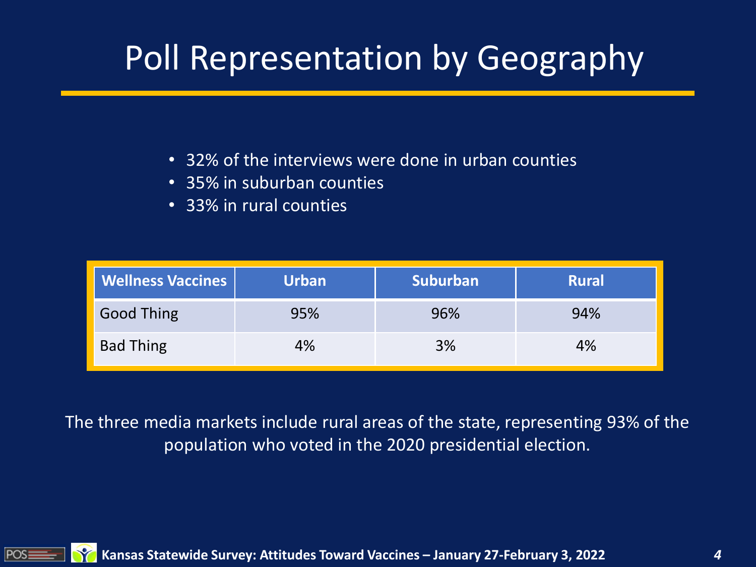# Poll Representation by Geography

- 32% of the interviews were done in urban counties
- 35% in suburban counties
- 33% in rural counties

| Wellness Vaccines | Urban | Suburban | Rural |
| --- | --- | --- | --- |
| Good Thing | 95% | 96% | 94% |
| Bad Thing | 4% | 3% | 4% |

The three media markets include rural areas of the state, representing 93% of the population who voted in the 2020 presidential election.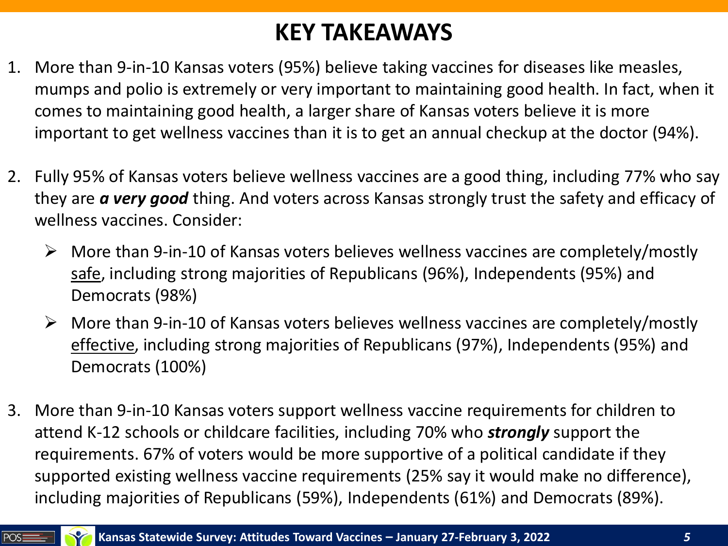# KEY TAKEAWAYS

1. More than 9-in-10 Kansas voters (95%) believe taking vaccines for diseases like measles, mumps and polio is extremely or very important to maintaining good health. In fact, when it comes to maintaining good health, a larger share of Kansas voters believe it is more important to get wellness vaccines than it is to get an annual checkup at the doctor (94%).

2. Fully 95% of Kansas voters believe wellness vaccines are a good thing, including 77% who say they are ***a very good*** thing. And voters across Kansas strongly trust the safety and efficacy of wellness vaccines. Consider:

   - More than 9-in-10 of Kansas voters believes wellness vaccines are completely/mostly <u>safe</u>, including strong majorities of Republicans (96%), Independents (95%) and Democrats (98%)
   - More than 9-in-10 of Kansas voters believes wellness vaccines are completely/mostly <u>effective</u>, including strong majorities of Republicans (97%), Independents (95%) and Democrats (100%)

3. More than 9-in-10 Kansas voters support wellness vaccine requirements for children to attend K-12 schools or childcare facilities, including 70% who ***strongly*** support the requirements. 67% of voters would be more supportive of a political candidate if they supported existing wellness vaccine requirements (25% say it would make no difference), including majorities of Republicans (59%), Independents (61%) and Democrats (89%).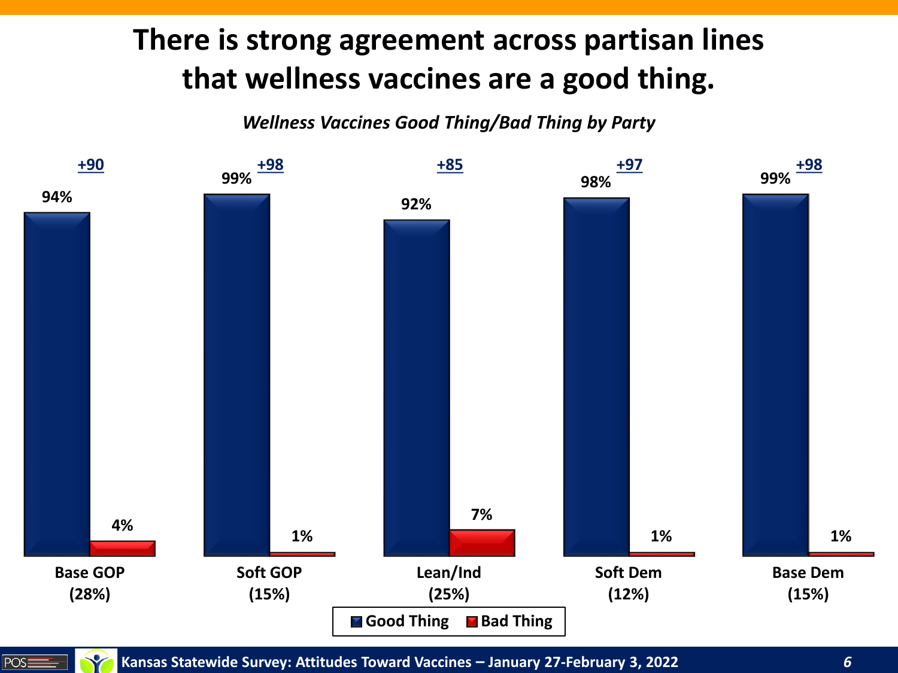# There is strong agreement across partisan lines that wellness vaccines are a good thing.

*Wellness Vaccines Good Thing/Bad Thing by Party*

| | Base GOP (28%) | Soft GOP (15%) | Lean/Ind (25%) | Soft Dem (12%) | Base Dem (15%) |
|---|---|---|---|---|---|
| Good Thing | 94% | 99% | 92% | 98% | 99% |
| Bad Thing | 4% | 1% | 7% | 1% | 1% |
| Net | +90 | +98 | +85 | +97 | +98 |

Kansas Statewide Survey: Attitudes Toward Vaccines – January 27-February 3, 2022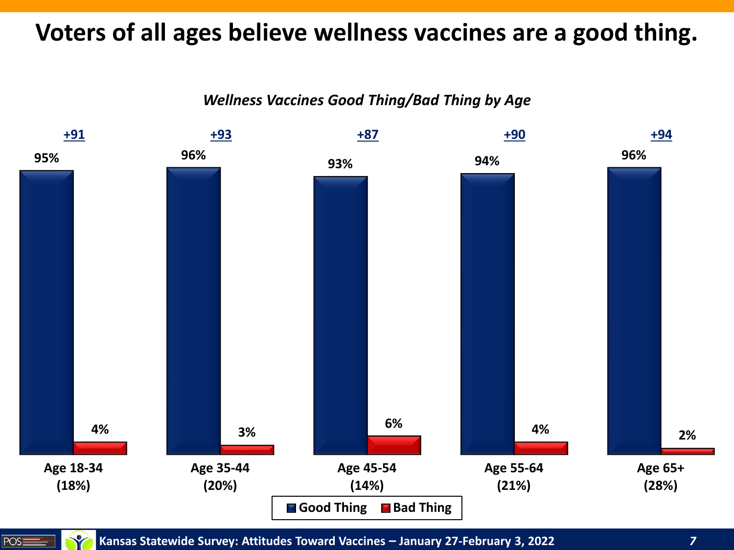# Voters of all ages believe wellness vaccines are a good thing.

*Wellness Vaccines Good Thing/Bad Thing by Age*

| | Age 18-34 (18%) | Age 35-44 (20%) | Age 45-54 (14%) | Age 55-64 (21%) | Age 65+ (28%) |
|---|---|---|---|---|---|
| Net | +91 | +93 | +87 | +90 | +94 |
| Good Thing | 95% | 96% | 93% | 94% | 96% |
| Bad Thing | 4% | 3% | 6% | 4% | 2% |

Kansas Statewide Survey: Attitudes Toward Vaccines – January 27-February 3, 2022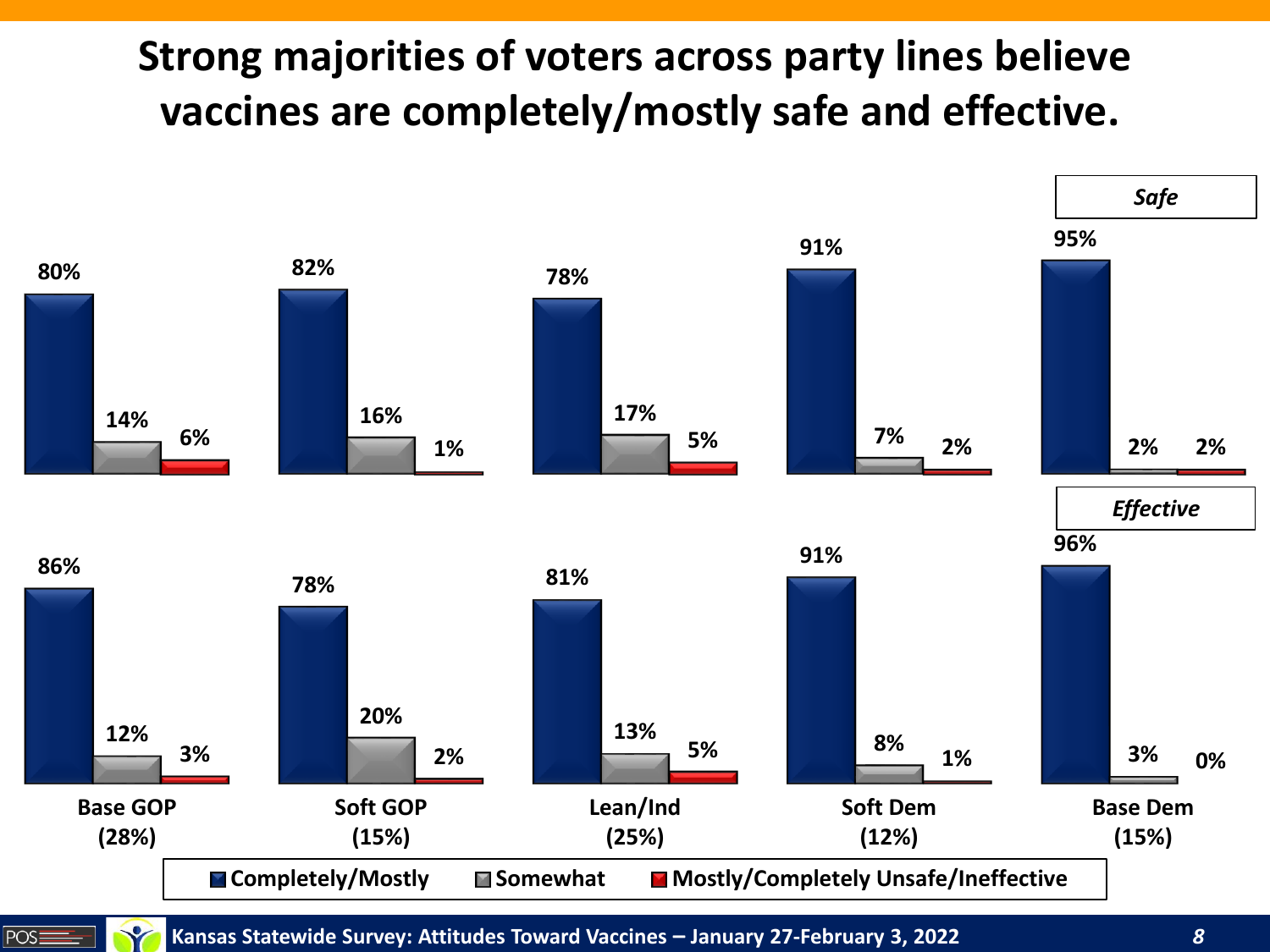# Strong majorities of voters across party lines believe vaccines are completely/mostly safe and effective.

***Safe***

| | Base GOP (28%) | Soft GOP (15%) | Lean/Ind (25%) | Soft Dem (12%) | Base Dem (15%) |
|---|---|---|---|---|---|
| Completely/Mostly | 80% | 82% | 78% | 91% | 95% |
| Somewhat | 14% | 16% | 17% | 7% | 2% |
| Mostly/Completely Unsafe/Ineffective | 6% | 1% | 5% | 2% | 2% |

***Effective***

| | Base GOP (28%) | Soft GOP (15%) | Lean/Ind (25%) | Soft Dem (12%) | Base Dem (15%) |
|---|---|---|---|---|---|
| Completely/Mostly | 86% | 78% | 81% | 91% | 96% |
| Somewhat | 12% | 20% | 13% | 8% | 3% |
| Mostly/Completely Unsafe/Ineffective | 3% | 2% | 5% | 1% | 0% |

Kansas Statewide Survey: Attitudes Toward Vaccines – January 27-February 3, 2022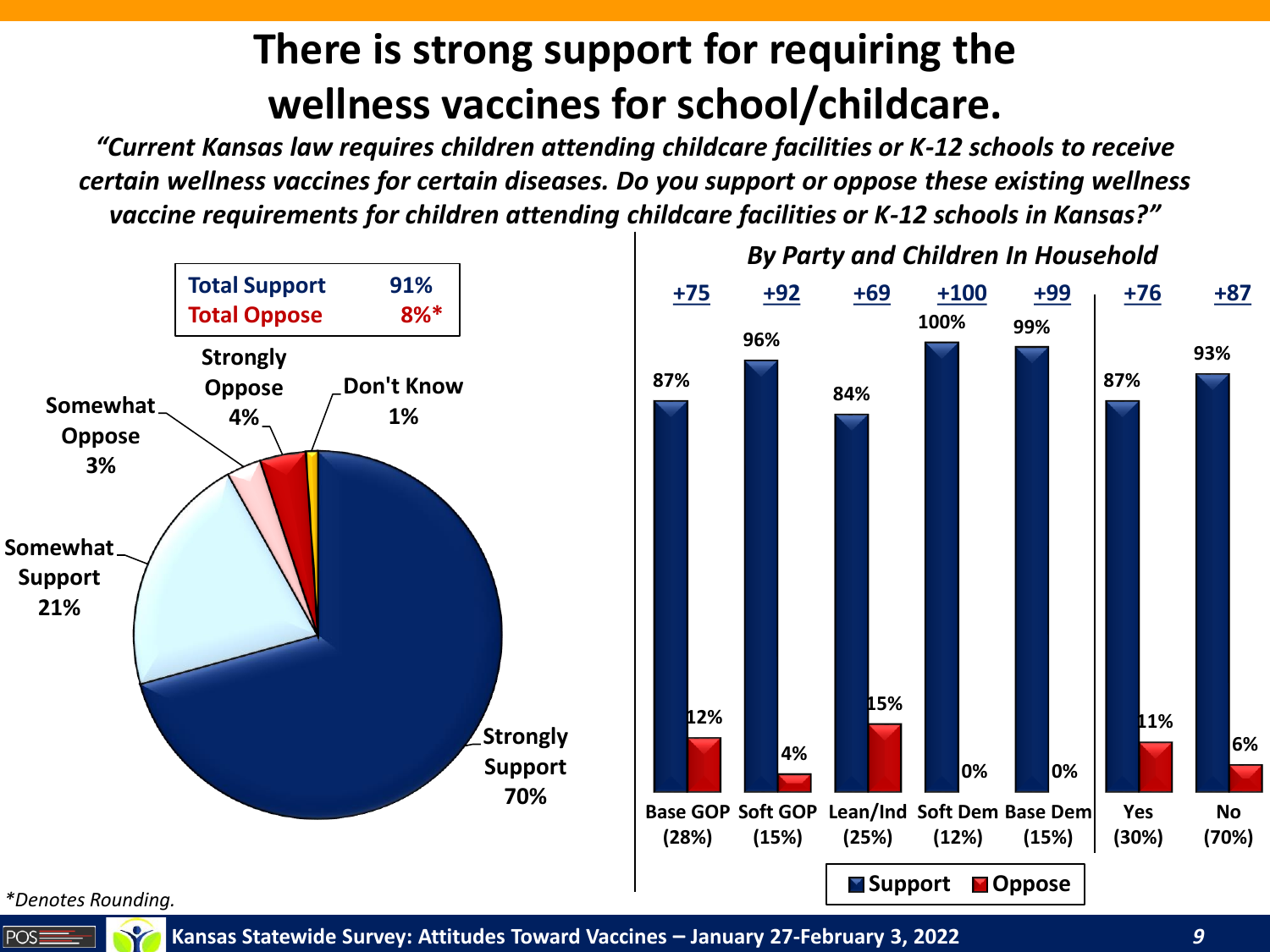# There is strong support for requiring the wellness vaccines for school/childcare.

*"Current Kansas law requires children attending childcare facilities or K-12 schools to receive certain wellness vaccines for certain diseases. Do you support or oppose these existing wellness vaccine requirements for children attending childcare facilities or K-12 schools in Kansas?"*

| Total Support | 91% |
|---|---|
| Total Oppose | 8%* |

| Response | % |
|---|---|
| Strongly Support | 70% |
| Somewhat Support | 21% |
| Somewhat Oppose | 3% |
| Strongly Oppose | 4% |
| Don't Know | 1% |

*By Party and Children In Household*

| | Base GOP (28%) | Soft GOP (15%) | Lean/Ind (25%) | Soft Dem (12%) | Base Dem (15%) | Yes (30%) | No (70%) |
|---|---|---|---|---|---|---|---|
| Net | +75 | +92 | +69 | +100 | +99 | +76 | +87 |
| Support | 87% | 96% | 84% | 100% | 99% | 87% | 93% |
| Oppose | 12% | 4% | 15% | 0% | 0% | 11% | 6% |

*Denotes Rounding.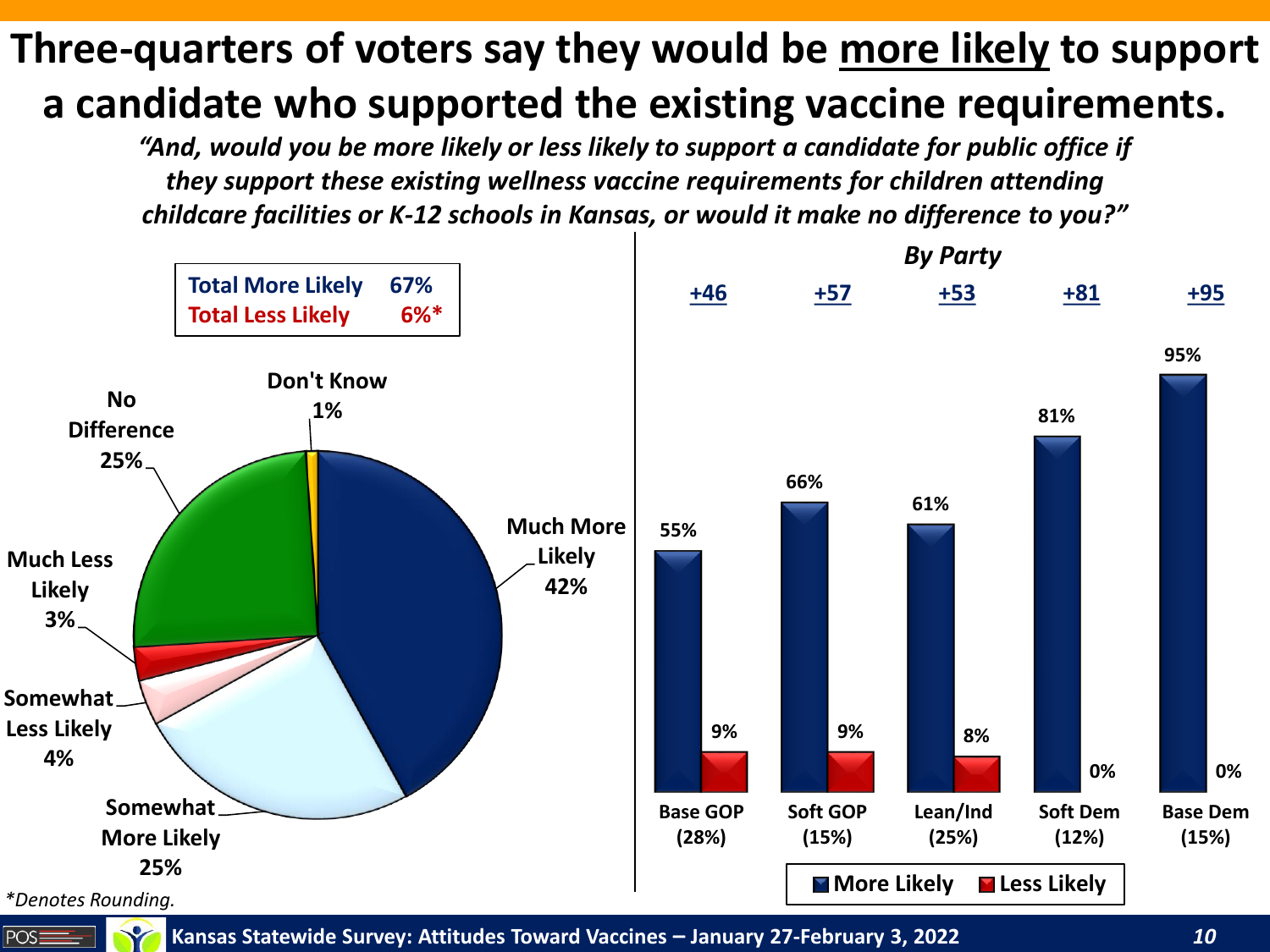# Three-quarters of voters say they would be more likely to support a candidate who supported the existing vaccine requirements.

*"And, would you be more likely or less likely to support a candidate for public office if they support these existing wellness vaccine requirements for children attending childcare facilities or K-12 schools in Kansas, or would it make no difference to you?"*

| | |
|---|---|
| Total More Likely | 67% |
| Total Less Likely | 6%* |

| Response | % |
|---|---|
| Much More Likely | 42% |
| Somewhat More Likely | 25% |
| Somewhat Less Likely | 4% |
| Much Less Likely | 3% |
| No Difference | 25% |
| Don't Know | 1% |

*By Party*

| | Base GOP (28%) | Soft GOP (15%) | Lean/Ind (25%) | Soft Dem (12%) | Base Dem (15%) |
|---|---|---|---|---|---|
| Net | +46 | +57 | +53 | +81 | +95 |
| More Likely | 55% | 66% | 61% | 81% | 95% |
| Less Likely | 9% | 9% | 8% | 0% | 0% |

*Denotes Rounding.

Kansas Statewide Survey: Attitudes Toward Vaccines – January 27-February 3, 2022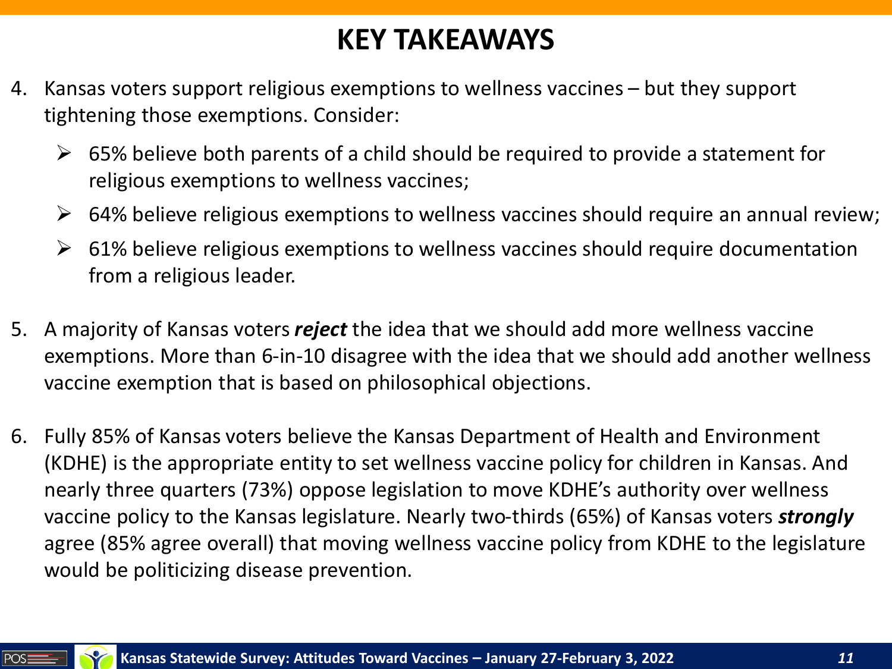# KEY TAKEAWAYS

4. Kansas voters support religious exemptions to wellness vaccines – but they support tightening those exemptions. Consider:
   - 65% believe both parents of a child should be required to provide a statement for religious exemptions to wellness vaccines;
   - 64% believe religious exemptions to wellness vaccines should require an annual review;
   - 61% believe religious exemptions to wellness vaccines should require documentation from a religious leader.

5. A majority of Kansas voters ***reject*** the idea that we should add more wellness vaccine exemptions. More than 6-in-10 disagree with the idea that we should add another wellness vaccine exemption that is based on philosophical objections.

6. Fully 85% of Kansas voters believe the Kansas Department of Health and Environment (KDHE) is the appropriate entity to set wellness vaccine policy for children in Kansas. And nearly three quarters (73%) oppose legislation to move KDHE's authority over wellness vaccine policy to the Kansas legislature. Nearly two-thirds (65%) of Kansas voters ***strongly*** agree (85% agree overall) that moving wellness vaccine policy from KDHE to the legislature would be politicizing disease prevention.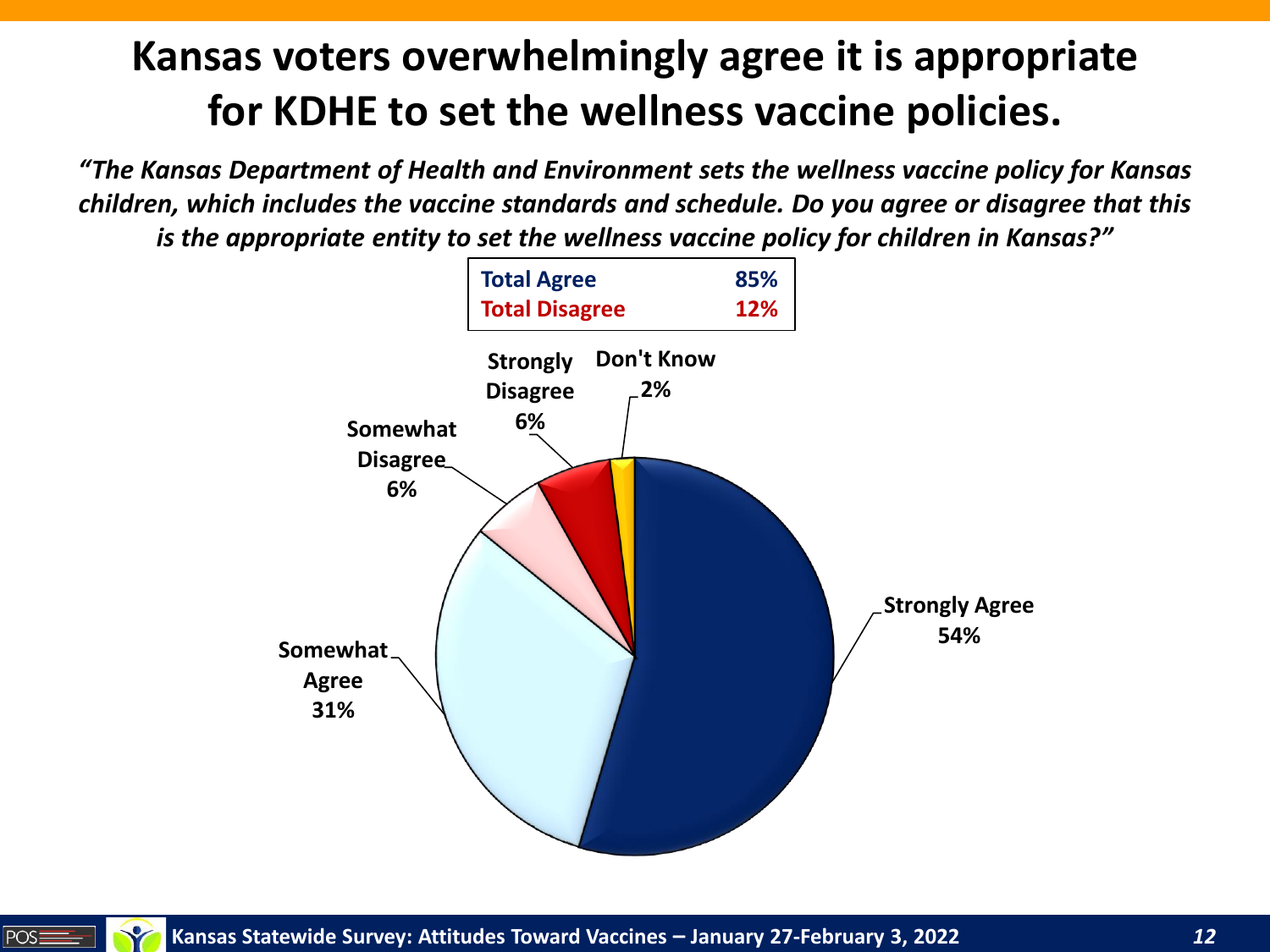# Kansas voters overwhelmingly agree it is appropriate for KDHE to set the wellness vaccine policies.

*"The Kansas Department of Health and Environment sets the wellness vaccine policy for Kansas children, which includes the vaccine standards and schedule. Do you agree or disagree that this is the appropriate entity to set the wellness vaccine policy for children in Kansas?"*

| | |
|---|---|
| **Total Agree** | **85%** |
| **Total Disagree** | **12%** |

| Response | Percent |
|---|---|
| Strongly Agree | 54% |
| Somewhat Agree | 31% |
| Somewhat Disagree | 6% |
| Strongly Disagree | 6% |
| Don't Know | 2% |

Kansas Statewide Survey: Attitudes Toward Vaccines – January 27-February 3, 2022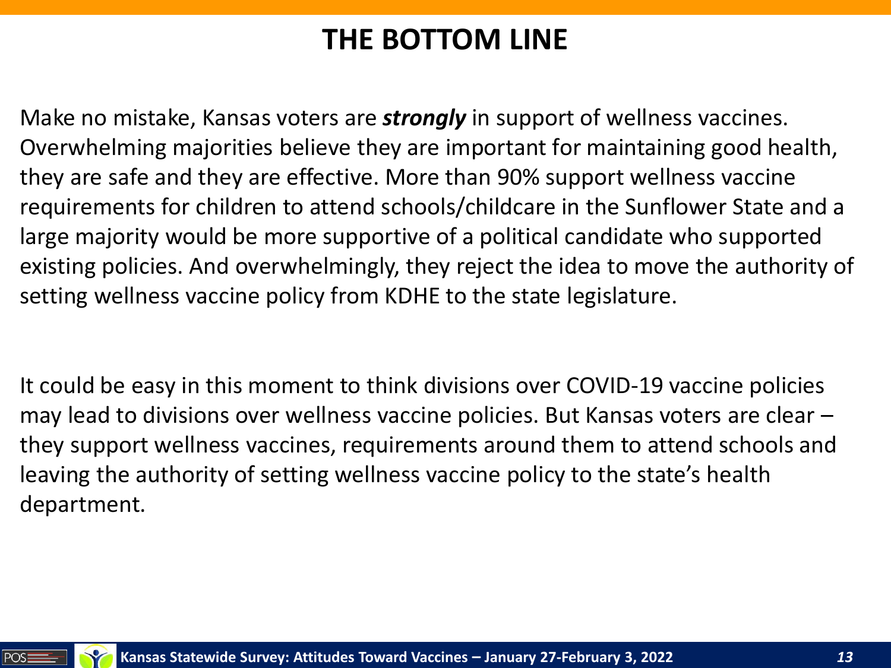# THE BOTTOM LINE

Make no mistake, Kansas voters are ***strongly*** in support of wellness vaccines. Overwhelming majorities believe they are important for maintaining good health, they are safe and they are effective. More than 90% support wellness vaccine requirements for children to attend schools/childcare in the Sunflower State and a large majority would be more supportive of a political candidate who supported existing policies. And overwhelmingly, they reject the idea to move the authority of setting wellness vaccine policy from KDHE to the state legislature.

It could be easy in this moment to think divisions over COVID-19 vaccine policies may lead to divisions over wellness vaccine policies. But Kansas voters are clear – they support wellness vaccines, requirements around them to attend schools and leaving the authority of setting wellness vaccine policy to the state's health department.